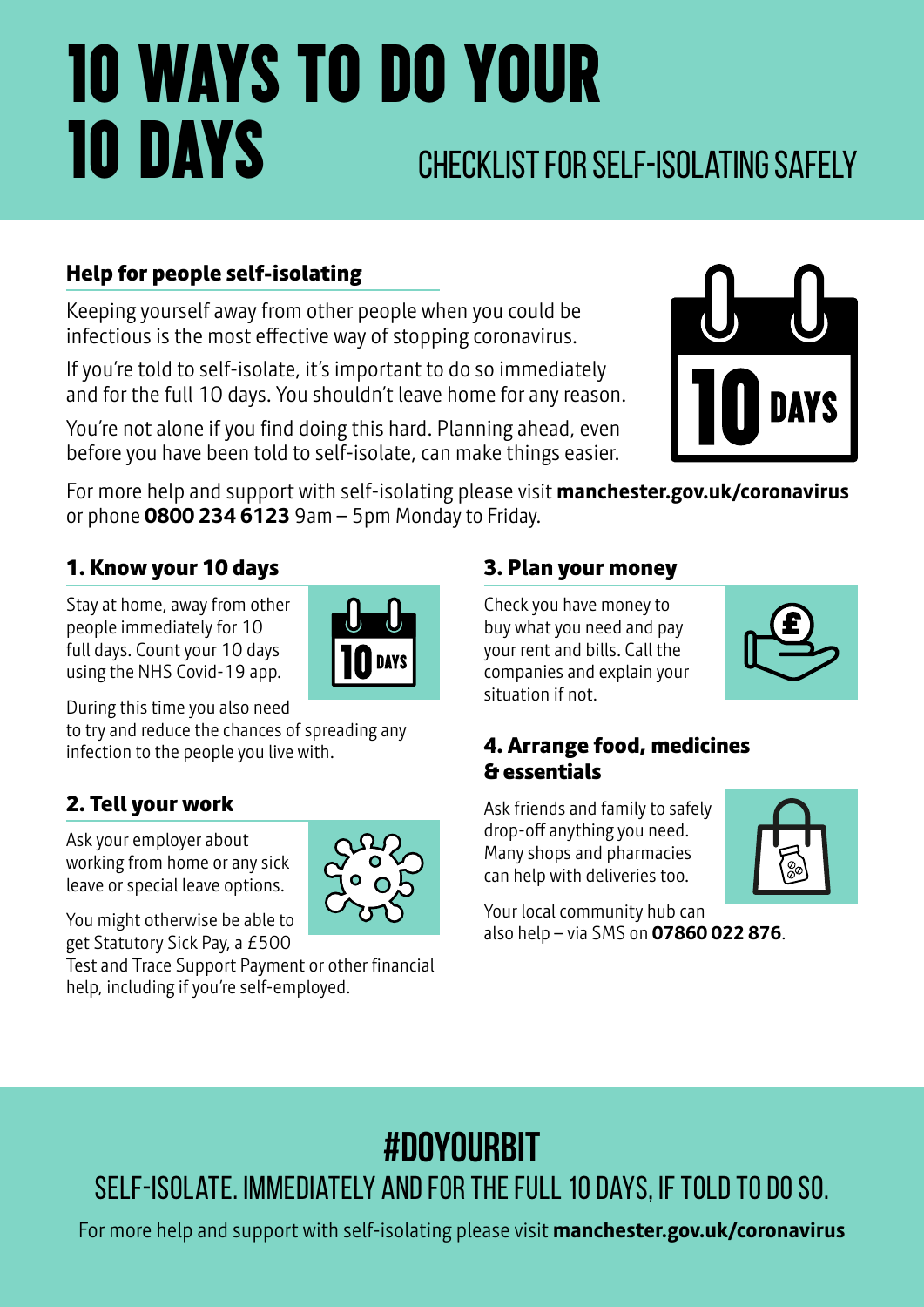// The note below is for the user; it isn't page content.

Note: The "10 DAYS" calendar graphic text is part of icons; no images were detected, so only text is extracted.

# 10 WAYS TO DO YOUR 10 DAYS

## CHECKLIST FOR SELF-ISOLATING SAFELY

### Help for people self-isolating

Keeping yourself away from other people when you could be infectious is the most effective way of stopping coronavirus.

If you're told to self-isolate, it's important to do so immediately and for the full 10 days. You shouldn't leave home for any reason.

You're not alone if you find doing this hard. Planning ahead, even before you have been told to self-isolate, can make things easier.

For more help and support with self-isolating please visit **manchester.gov.uk/coronavirus** or phone **0800 234 6123** 9am – 5pm Monday to Friday.

### 1. Know your 10 days

Stay at home, away from other people immediately for 10 full days. Count your 10 days using the NHS Covid-19 app.

During this time you also need to try and reduce the chances of spreading any infection to the people you live with.

### 2. Tell your work

Ask your employer about working from home or any sick leave or special leave options.

You might otherwise be able to get Statutory Sick Pay, a £500 Test and Trace Support Payment or other financial help, including if you're self-employed.

### 3. Plan your money

Check you have money to buy what you need and pay your rent and bills. Call the companies and explain your situation if not.

### 4. Arrange food, medicines & essentials

Ask friends and family to safely drop-off anything you need. Many shops and pharmacies can help with deliveries too.

Your local community hub can also help – via SMS on **07860 022 876**.

## #DOYOURBIT

SELF-ISOLATE. IMMEDIATELY AND FOR THE FULL 10 DAYS, IF TOLD TO DO SO.

For more help and support with self-isolating please visit **manchester.gov.uk/coronavirus**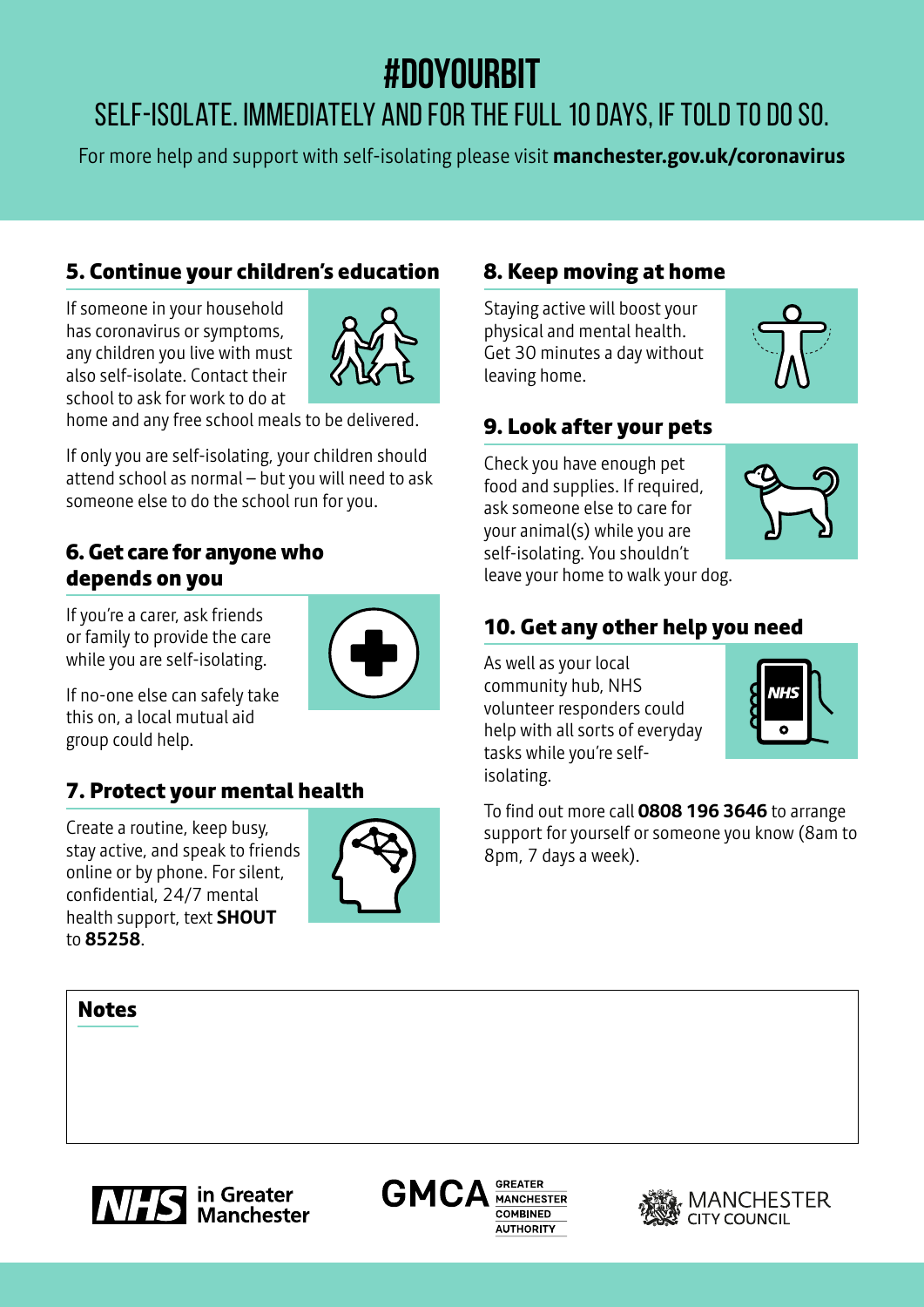# #DOYOURBIT

## SELF-ISOLATE. IMMEDIATELY AND FOR THE FULL 10 DAYS, IF TOLD TO DO SO.

For more help and support with self-isolating please visit **manchester.gov.uk/coronavirus**

### 5. Continue your children's education

If someone in your household has coronavirus or symptoms, any children you live with must also self-isolate. Contact their school to ask for work to do at home and any free school meals to be delivered.

If only you are self-isolating, your children should attend school as normal – but you will need to ask someone else to do the school run for you.

### 6. Get care for anyone who depends on you

If you're a carer, ask friends or family to provide the care while you are self-isolating.

If no-one else can safely take this on, a local mutual aid group could help.

### 7. Protect your mental health

Create a routine, keep busy, stay active, and speak to friends online or by phone. For silent, confidential, 24/7 mental health support, text **SHOUT** to **85258**.

### 8. Keep moving at home

Staying active will boost your physical and mental health. Get 30 minutes a day without leaving home.

### 9. Look after your pets

Check you have enough pet food and supplies. If required, ask someone else to care for your animal(s) while you are self-isolating. You shouldn't leave your home to walk your dog.

### 10. Get any other help you need

As well as your local community hub, NHS volunteer responders could help with all sorts of everyday tasks while you're self-isolating.

To find out more call **0808 196 3646** to arrange support for yourself or someone you know (8am to 8pm, 7 days a week).

**Notes**

NHS in Greater Manchester

GMCA Greater Manchester Combined Authority

Manchester City Council